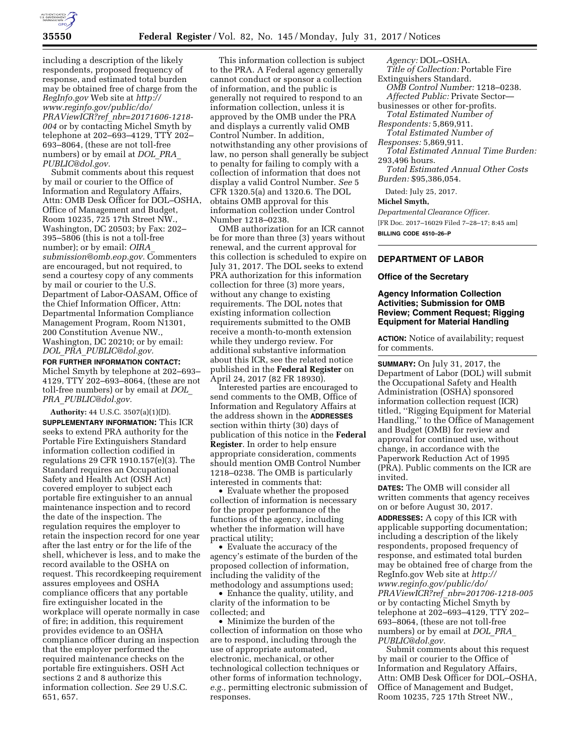including a description of the likely respondents, proposed frequency of response, and estimated total burden may be obtained free of charge from the *RegInfo.gov* Web site at *http://www.reginfo.gov/public/do/PRAViewICR?ref_nbr=20171606-1218-004* or by contacting Michel Smyth by telephone at 202–693–4129, TTY 202–693–8064, (these are not toll-free numbers) or by email at *DOL_PRA_PUBLIC@dol.gov.*

Submit comments about this request by mail or courier to the Office of Information and Regulatory Affairs, Attn: OMB Desk Officer for DOL–OSHA, Office of Management and Budget, Room 10235, 725 17th Street NW., Washington, DC 20503; by Fax: 202–395–5806 (this is not a toll-free number); or by email: *OIRA_submission@omb.eop.gov.* Commenters are encouraged, but not required, to send a courtesy copy of any comments by mail or courier to the U.S. Department of Labor-OASAM, Office of the Chief Information Officer, Attn: Departmental Information Compliance Management Program, Room N1301, 200 Constitution Avenue NW., Washington, DC 20210; or by email: *DOL_PRA_PUBLIC@dol.gov.*

**FOR FURTHER INFORMATION CONTACT:** Michel Smyth by telephone at 202–693–4129, TTY 202–693–8064, (these are not toll-free numbers) or by email at *DOL_PRA_PUBLIC@dol.gov.*

**Authority:** 44 U.S.C. 3507(a)(1)(D).

**SUPPLEMENTARY INFORMATION:** This ICR seeks to extend PRA authority for the Portable Fire Extinguishers Standard information collection codified in regulations 29 CFR 1910.157(e)(3). The Standard requires an Occupational Safety and Health Act (OSH Act) covered employer to subject each portable fire extinguisher to an annual maintenance inspection and to record the date of the inspection. The regulation requires the employer to retain the inspection record for one year after the last entry or for the life of the shell, whichever is less, and to make the record available to the OSHA on request. This recordkeeping requirement assures employees and OSHA compliance officers that any portable fire extinguisher located in the workplace will operate normally in case of fire; in addition, this requirement provides evidence to an OSHA compliance officer during an inspection that the employer performed the required maintenance checks on the portable fire extinguishers. OSH Act sections 2 and 8 authorize this information collection. *See* 29 U.S.C. 651, 657.

This information collection is subject to the PRA. A Federal agency generally cannot conduct or sponsor a collection of information, and the public is generally not required to respond to an information collection, unless it is approved by the OMB under the PRA and displays a currently valid OMB Control Number. In addition, notwithstanding any other provisions of law, no person shall generally be subject to penalty for failing to comply with a collection of information that does not display a valid Control Number. *See* 5 CFR 1320.5(a) and 1320.6. The DOL obtains OMB approval for this information collection under Control Number 1218–0238.

OMB authorization for an ICR cannot be for more than three (3) years without renewal, and the current approval for this collection is scheduled to expire on July 31, 2017. The DOL seeks to extend PRA authorization for this information collection for three (3) more years, without any change to existing requirements. The DOL notes that existing information collection requirements submitted to the OMB receive a month-to-month extension while they undergo review. For additional substantive information about this ICR, see the related notice published in the **Federal Register** on April 24, 2017 (82 FR 18930).

Interested parties are encouraged to send comments to the OMB, Office of Information and Regulatory Affairs at the address shown in the **ADDRESSES** section within thirty (30) days of publication of this notice in the **Federal Register**. In order to help ensure appropriate consideration, comments should mention OMB Control Number 1218–0238. The OMB is particularly interested in comments that:

- Evaluate whether the proposed collection of information is necessary for the proper performance of the functions of the agency, including whether the information will have practical utility;
- Evaluate the accuracy of the agency's estimate of the burden of the proposed collection of information, including the validity of the methodology and assumptions used;
- Enhance the quality, utility, and clarity of the information to be collected; and
- Minimize the burden of the collection of information on those who are to respond, including through the use of appropriate automated, electronic, mechanical, or other technological collection techniques or other forms of information technology, *e.g.,* permitting electronic submission of responses.

*Agency:* DOL–OSHA.

*Title of Collection:* Portable Fire Extinguishers Standard.

*OMB Control Number:* 1218–0238.

*Affected Public:* Private Sector—businesses or other for-profits.

*Total Estimated Number of Respondents:* 5,869,911.

*Total Estimated Number of Responses:* 5,869,911.

*Total Estimated Annual Time Burden:* 293,496 hours.

*Total Estimated Annual Other Costs Burden:* $95,386,054.

Dated: July 25, 2017.

**Michel Smyth,**

*Departmental Clearance Officer.*

[FR Doc. 2017–16029 Filed 7–28–17; 8:45 am]

**BILLING CODE 4510–26–P**

## DEPARTMENT OF LABOR

### Office of the Secretary

### Agency Information Collection Activities; Submission for OMB Review; Comment Request; Rigging Equipment for Material Handling

**ACTION:** Notice of availability; request for comments.

**SUMMARY:** On July 31, 2017, the Department of Labor (DOL) will submit the Occupational Safety and Health Administration (OSHA) sponsored information collection request (ICR) titled, ''Rigging Equipment for Material Handling,'' to the Office of Management and Budget (OMB) for review and approval for continued use, without change, in accordance with the Paperwork Reduction Act of 1995 (PRA). Public comments on the ICR are invited.

**DATES:** The OMB will consider all written comments that agency receives on or before August 30, 2017.

**ADDRESSES:** A copy of this ICR with applicable supporting documentation; including a description of the likely respondents, proposed frequency of response, and estimated total burden may be obtained free of charge from the RegInfo.gov Web site at *http://www.reginfo.gov/public/do/PRAViewICR?ref_nbr=201706-1218-005* or by contacting Michel Smyth by telephone at 202–693–4129, TTY 202–693–8064, (these are not toll-free numbers) or by email at *DOL_PRA_PUBLIC@dol.gov.*

Submit comments about this request by mail or courier to the Office of Information and Regulatory Affairs, Attn: OMB Desk Officer for DOL–OSHA, Office of Management and Budget, Room 10235, 725 17th Street NW.,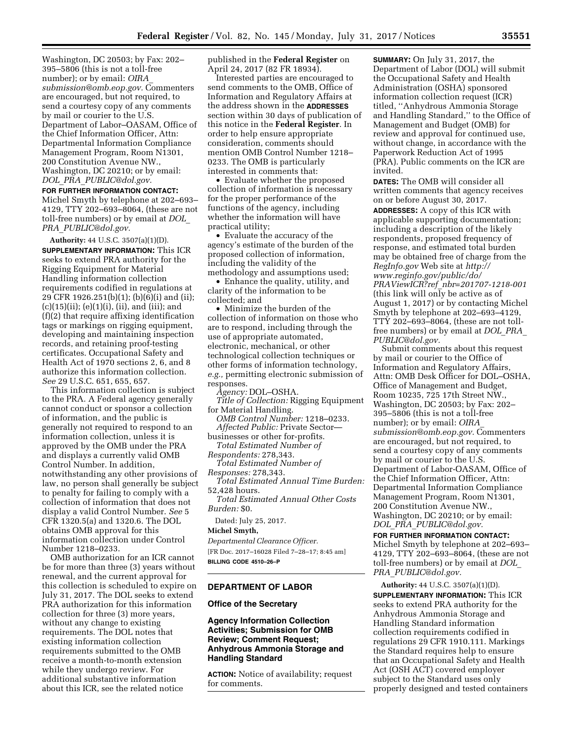Washington, DC 20503; by Fax: 202–395–5806 (this is not a toll-free number); or by email: *OIRA_submission@omb.eop.gov.* Commenters are encouraged, but not required, to send a courtesy copy of any comments by mail or courier to the U.S. Department of Labor–OASAM, Office of the Chief Information Officer, Attn: Departmental Information Compliance Management Program, Room N1301, 200 Constitution Avenue NW., Washington, DC 20210; or by email: *DOL_PRA_PUBLIC@dol.gov.*

**FOR FURTHER INFORMATION CONTACT:** Michel Smyth by telephone at 202–693–4129, TTY 202–693–8064, (these are not toll-free numbers) or by email at *DOL_PRA_PUBLIC@dol.gov.*

**Authority:** 44 U.S.C. 3507(a)(1)(D).

**SUPPLEMENTARY INFORMATION:** This ICR seeks to extend PRA authority for the Rigging Equipment for Material Handling information collection requirements codified in regulations at 29 CFR 1926.251(b)(1); (b)(6)(i) and (ii); (c)(15)(ii); (e)(1)(i), (ii), and (iii); and (f)(2) that require affixing identification tags or markings on rigging equipment, developing and maintaining inspection records, and retaining proof-testing certificates. Occupational Safety and Health Act of 1970 sections 2, 6, and 8 authorize this information collection. *See* 29 U.S.C. 651, 655, 657.

This information collection is subject to the PRA. A Federal agency generally cannot conduct or sponsor a collection of information, and the public is generally not required to respond to an information collection, unless it is approved by the OMB under the PRA and displays a currently valid OMB Control Number. In addition, notwithstanding any other provisions of law, no person shall generally be subject to penalty for failing to comply with a collection of information that does not display a valid Control Number. *See* 5 CFR 1320.5(a) and 1320.6. The DOL obtains OMB approval for this information collection under Control Number 1218–0233.

OMB authorization for an ICR cannot be for more than three (3) years without renewal, and the current approval for this collection is scheduled to expire on July 31, 2017. The DOL seeks to extend PRA authorization for this information collection for three (3) more years, without any change to existing requirements. The DOL notes that existing information collection requirements submitted to the OMB receive a month-to-month extension while they undergo review. For additional substantive information about this ICR, see the related notice published in the **Federal Register** on April 24, 2017 (82 FR 18934).

Interested parties are encouraged to send comments to the OMB, Office of Information and Regulatory Affairs at the address shown in the **ADDRESSES** section within 30 days of publication of this notice in the **Federal Register**. In order to help ensure appropriate consideration, comments should mention OMB Control Number 1218–0233. The OMB is particularly interested in comments that:

- Evaluate whether the proposed collection of information is necessary for the proper performance of the functions of the agency, including whether the information will have practical utility;
- Evaluate the accuracy of the agency's estimate of the burden of the proposed collection of information, including the validity of the methodology and assumptions used;
- Enhance the quality, utility, and clarity of the information to be collected; and
- Minimize the burden of the collection of information on those who are to respond, including through the use of appropriate automated, electronic, mechanical, or other technological collection techniques or other forms of information technology, *e.g.,* permitting electronic submission of responses.

*Agency:* DOL–OSHA.

*Title of Collection:* Rigging Equipment for Material Handling.

*OMB Control Number:* 1218–0233.

*Affected Public:* Private Sector—businesses or other for-profits.

*Total Estimated Number of Respondents:* 278,343.

*Total Estimated Number of Responses:* 278,343.

*Total Estimated Annual Time Burden:* 52,428 hours.

*Total Estimated Annual Other Costs Burden:* $0.

Dated: July 25, 2017.

**Michel Smyth,**

*Departmental Clearance Officer.*

[FR Doc. 2017–16028 Filed 7–28–17; 8:45 am]

**BILLING CODE 4510–26–P**

## DEPARTMENT OF LABOR

### Office of the Secretary

### Agency Information Collection Activities; Submission for OMB Review; Comment Request; Anhydrous Ammonia Storage and Handling Standard

**ACTION:** Notice of availability; request for comments.

**SUMMARY:** On July 31, 2017, the Department of Labor (DOL) will submit the Occupational Safety and Health Administration (OSHA) sponsored information collection request (ICR) titled, ''Anhydrous Ammonia Storage and Handling Standard,'' to the Office of Management and Budget (OMB) for review and approval for continued use, without change, in accordance with the Paperwork Reduction Act of 1995 (PRA). Public comments on the ICR are invited.

**DATES:** The OMB will consider all written comments that agency receives on or before August 30, 2017.

**ADDRESSES:** A copy of this ICR with applicable supporting documentation; including a description of the likely respondents, proposed frequency of response, and estimated total burden may be obtained free of charge from the *RegInfo.gov* Web site at *http://www.reginfo.gov/public/do/PRAViewICR?ref_nbr=201707-1218-001* (this link will only be active as of August 1, 2017) or by contacting Michel Smyth by telephone at 202–693–4129, TTY 202–693–8064, (these are not toll-free numbers) or by email at *DOL_PRA_PUBLIC@dol.gov.*

Submit comments about this request by mail or courier to the Office of Information and Regulatory Affairs, Attn: OMB Desk Officer for DOL–OSHA, Office of Management and Budget, Room 10235, 725 17th Street NW., Washington, DC 20503; by Fax: 202–395–5806 (this is not a toll-free number); or by email: *OIRA_submission@omb.eop.gov.* Commenters are encouraged, but not required, to send a courtesy copy of any comments by mail or courier to the U.S. Department of Labor-OASAM, Office of the Chief Information Officer, Attn: Departmental Information Compliance Management Program, Room N1301, 200 Constitution Avenue NW., Washington, DC 20210; or by email: *DOL_PRA_PUBLIC@dol.gov.*

**FOR FURTHER INFORMATION CONTACT:** Michel Smyth by telephone at 202–693–4129, TTY 202–693–8064, (these are not toll-free numbers) or by email at *DOL_PRA_PUBLIC@dol.gov.*

**Authority:** 44 U.S.C. 3507(a)(1)(D).

**SUPPLEMENTARY INFORMATION:** This ICR seeks to extend PRA authority for the Anhydrous Ammonia Storage and Handling Standard information collection requirements codified in regulations 29 CFR 1910.111. Markings the Standard requires help to ensure that an Occupational Safety and Health Act (OSH ACT) covered employer subject to the Standard uses only properly designed and tested containers